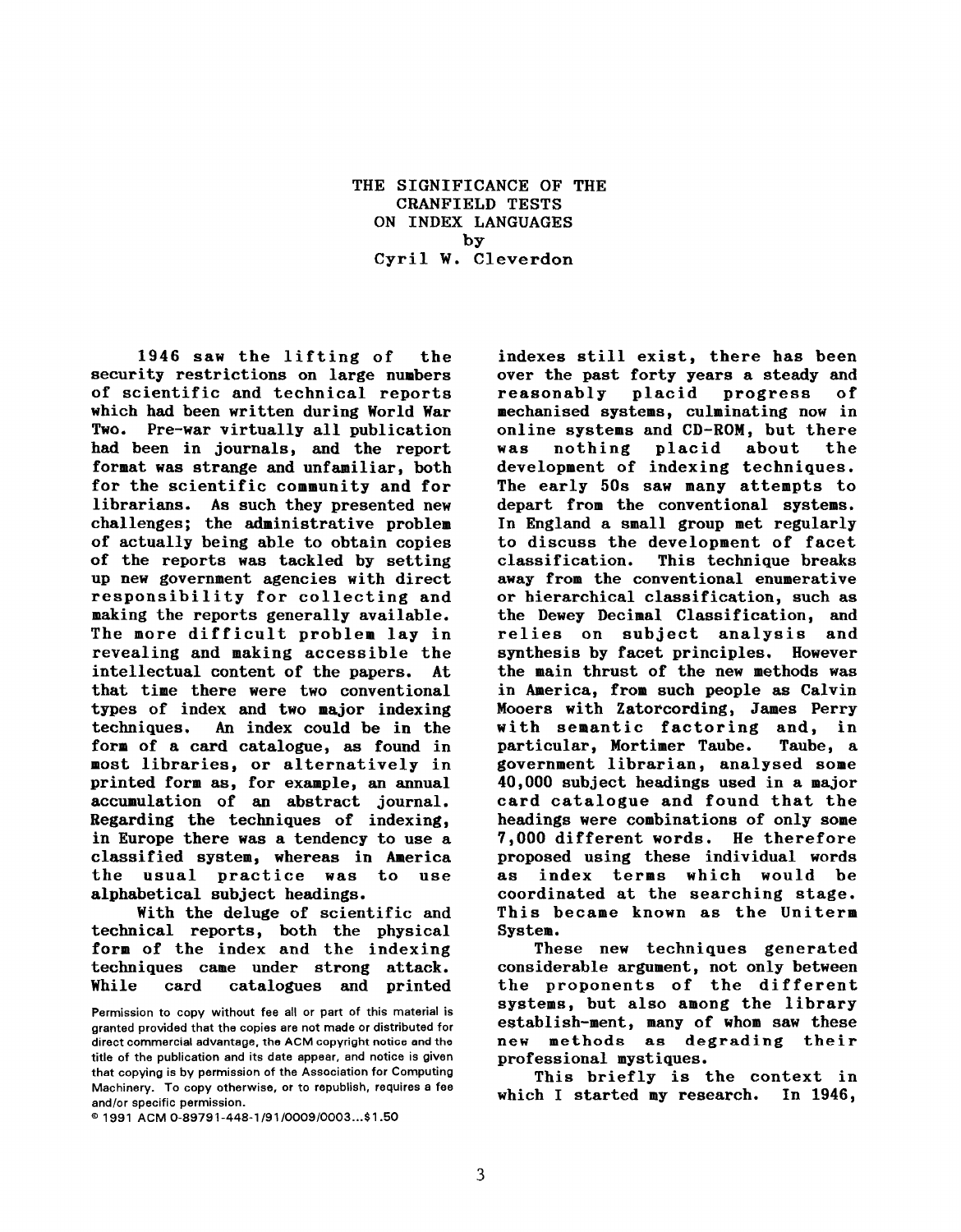# THE SIGNIFICANCE OF THE CRANFIELD TESTS ON INDEX LANGUAGES

by

Cyril W. Cleverdon

1946 saw the lifting of the security restrictions on large numbers of scientific and technical reports which had been written during World War Two. Pre-war virtually all publication had been in journals, and the report format was strange and unfamiliar, both for the scientific community and for librarians. As such they presented new challenges; the administrative problem of actually being able to obtain copies of the reports was tackled by setting up new government agencies with direct responsibility for collecting and making the reports generally available. The more difficult problem lay in revealing and making accessible the intellectual content of the papers. At that time there were two conventional types of index and two major indexing techniques. An index could be in the form of a card catalogue, as found in most libraries, or alternatively in printed form as, for example, an annual accumulation of an abstract journal. Regarding the techniques of indexing, in Europe there was a tendency to use a classified system, whereas in America the usual practice was to use alphabetical subject headings.

With the deluge of scientific and technical reports, both the physical form of the index and the indexing techniques came under strong attack. While card catalogues and printed indexes still exist, there has been over the past forty years a steady and reasonably placid progress of mechanised systems, culminating now in online systems and CD-ROM, but there was nothing placid about the development of indexing techniques. The early 50s saw many attempts to depart from the conventional systems. In England a small group met regularly to discuss the development of facet classification. This technique breaks away from the conventional enumerative or hierarchical classification, such as the Dewey Decimal Classification, and relies on subject analysis and synthesis by facet principles. However the main thrust of the new methods was in America, from such people as Calvin Mooers with Zatorcording, James Perry with semantic factoring and, in particular, Mortimer Taube. Taube, a government librarian, analysed some 40,000 subject headings used in a major card catalogue and found that the headings were combinations of only some 7,000 different words. He therefore proposed using these individual words as index terms which would be coordinated at the searching stage. This became known as the Uniterm System.

These new techniques generated considerable argument, not only between the proponents of the different systems, but also among the library establish-ment, many of whom saw these new methods as degrading their professional mystiques.

This briefly is the context in which I started my research. In 1946,

Permission to copy without fee all or part of this material is granted provided that the copies are not made or distributed for direct commercial advantage, the ACM copyright notice and the title of the publication and its date appear, and notice is given that copying is by permission of the Association for Computing Machinery. To copy otherwise, or to republish, requires a fee and/or specific permission.

© 1991 ACM 0-89791-448-1/91/0009/0003...$1.50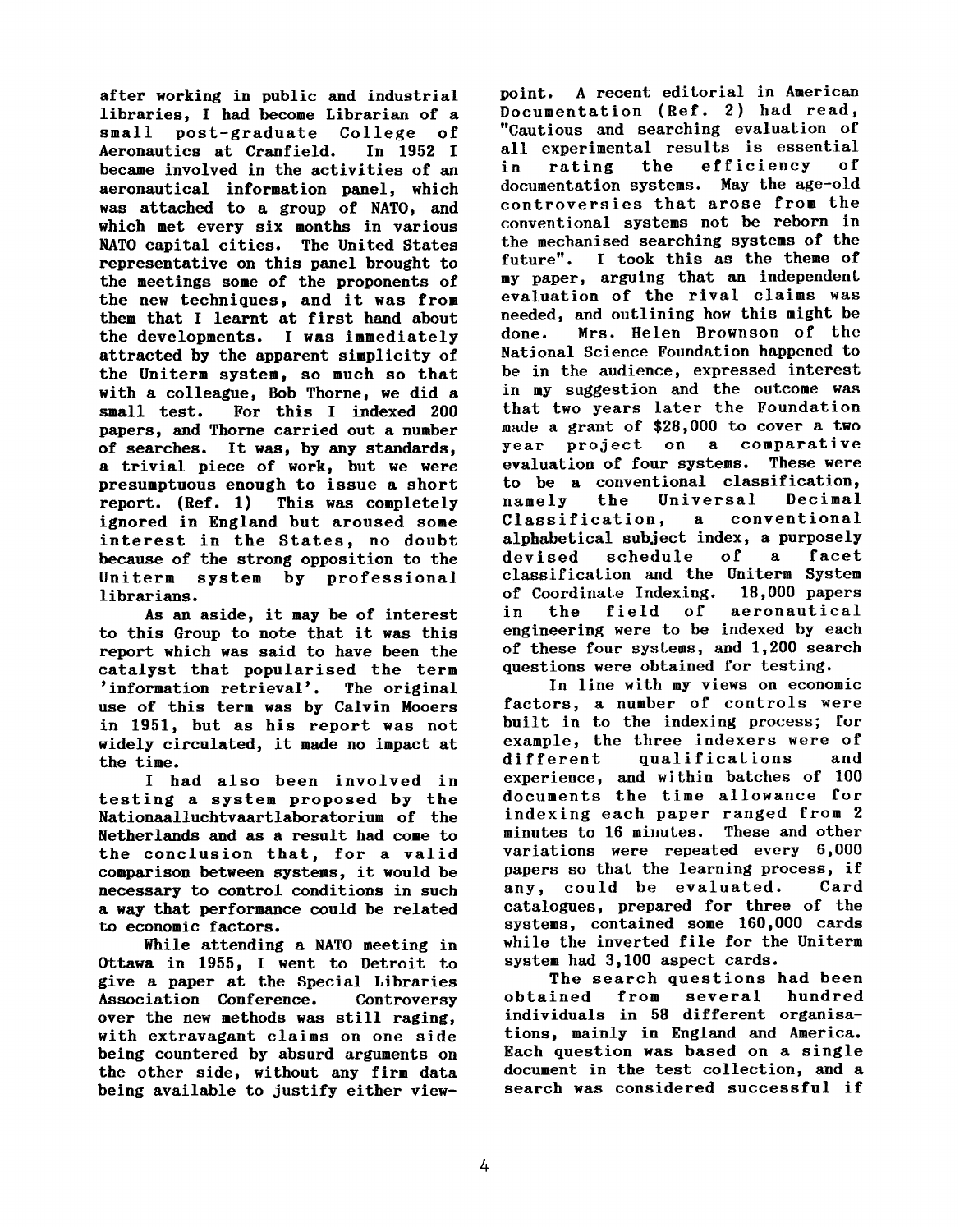after working in public and industrial libraries, I had become Librarian of a small post-graduate College of Aeronautics at Cranfield. In 1952 I became involved in the activities of an aeronautical information panel, which was attached to a group of NATO, and which met every six months in various NATO capital cities. The United States representative on this panel brought to the meetings some of the proponents of the new techniques, and it was from them that I learnt at first hand about the developments. I was immediately attracted by the apparent simplicity of the Uniterm system, so much so that with a colleague, Bob Thorne, we did a small test. For this I indexed 200 papers, and Thorne carried out a number of searches. It was, by any standards, a trivial piece of work, but we were presumptuous enough to issue a short report. (Ref. 1) This was completely ignored in England but aroused some interest in the States, no doubt because of the strong opposition to the Uniterm system by professional librarians.

As an aside, it may be of interest to this Group to note that it was this report which was said to have been the catalyst that popularised the term 'information retrieval'. The original use of this term was by Calvin Mooers in 1951, but as his report was not widely circulated, it made no impact at the time.

I had also been involved in testing a system proposed by the Nationaalluchtvaartlaboratorium of the Netherlands and as a result had come to the conclusion that, for a valid comparison between systems, it would be necessary to control conditions in such a way that performance could be related to economic factors.

While attending a NATO meeting in Ottawa in 1955, I went to Detroit to give a paper at the Special Libraries Association Conference. Controversy over the new methods was still raging, with extravagant claims on one side being countered by absurd arguments on the other side, without any firm data being available to justify either viewpoint. A recent editorial in American Documentation (Ref. 2) had read, "Cautious and searching evaluation of all experimental results is essential in rating the efficiency of documentation systems. May the age-old controversies that arose from the conventional systems not be reborn in the mechanised searching systems of the future". I took this as the theme of my paper, arguing that an independent evaluation of the rival claims was needed, and outlining how this might be done. Mrs. Helen Brownson of the National Science Foundation happened to be in the audience, expressed interest in my suggestion and the outcome was that two years later the Foundation made a grant of $28,000 to cover a two year project on a comparative evaluation of four systems. These were to be a conventional classification, namely the Universal Decimal Classification, a conventional alphabetical subject index, a purposely devised schedule of a facet classification and the Uniterm System of Coordinate Indexing. 18,000 papers in the field of aeronautical engineering were to be indexed by each of these four systems, and 1,200 search questions were obtained for testing.

In line with my views on economic factors, a number of controls were built in to the indexing process; for example, the three indexers were of different qualifications and experience, and within batches of 100 documents the time allowance for indexing each paper ranged from 2 minutes to 16 minutes. These and other variations were repeated every 6,000 papers so that the learning process, if any, could be evaluated. Card catalogues, prepared for three of the systems, contained some 160,000 cards while the inverted file for the Uniterm system had 3,100 aspect cards.

The search questions had been obtained from several hundred individuals in 58 different organisations, mainly in England and America. Each question was based on a single document in the test collection, and a search was considered successful if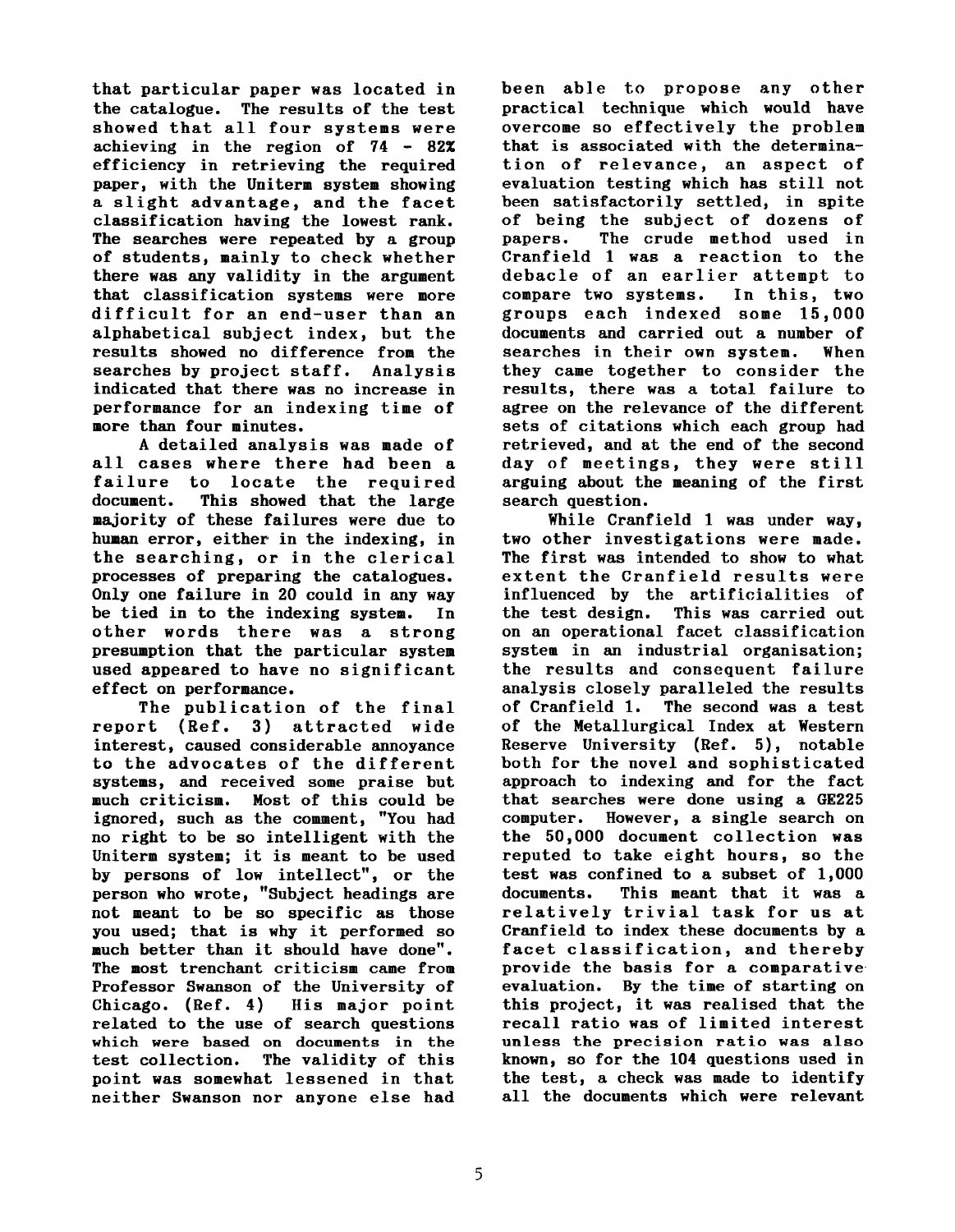that particular paper was located in the catalogue. The results of the test showed that all four systems were achieving in the region of 74 - 82% efficiency in retrieving the required paper, with the Uniterm system showing a slight advantage, and the facet classification having the lowest rank. The searches were repeated by a group of students, mainly to check whether there was any validity in the argument that classification systems were more difficult for an end-user than an alphabetical subject index, but the results showed no difference from the searches by project staff. Analysis indicated that there was no increase in performance for an indexing time of more than four minutes.

A detailed analysis was made of all cases where there had been a failure to locate the required document. This showed that the large majority of these failures were due to human error, either in the indexing, in the searching, or in the clerical processes of preparing the catalogues. Only one failure in 20 could in any way be tied in to the indexing system. In other words there was a strong presumption that the particular system used appeared to have no significant effect on performance.

The publication of the final report (Ref. 3) attracted wide interest, caused considerable annoyance to the advocates of the different systems, and received some praise but much criticism. Most of this could be ignored, such as the comment, "You had no right to be so intelligent with the Uniterm system; it is meant to be used by persons of low intellect", or the person who wrote, "Subject headings are not meant to be so specific as those you used; that is why it performed so much better than it should have done". The most trenchant criticism came from Professor Swanson of the University of Chicago. (Ref. 4) His major point related to the use of search questions which were based on documents in the test collection. The validity of this point was somewhat lessened in that neither Swanson nor anyone else had been able to propose any other practical technique which would have overcome so effectively the problem that is associated with the determination of relevance, an aspect of evaluation testing which has still not been satisfactorily settled, in spite of being the subject of dozens of papers. The crude method used in Cranfield 1 was a reaction to the debacle of an earlier attempt to compare two systems. In this, two groups each indexed some 15,000 documents and carried out a number of searches in their own system. When they came together to consider the results, there was a total failure to agree on the relevance of the different sets of citations which each group had retrieved, and at the end of the second day of meetings, they were still arguing about the meaning of the first search question.

While Cranfield 1 was under way, two other investigations were made. The first was intended to show to what extent the Cranfield results were influenced by the artificialities of the test design. This was carried out on an operational facet classification system in an industrial organisation; the results and consequent failure analysis closely paralleled the results of Cranfield 1. The second was a test of the Metallurgical Index at Western Reserve University (Ref. 5), notable both for the novel and sophisticated approach to indexing and for the fact that searches were done using a GE225 computer. However, a single search on the 50,000 document collection was reputed to take eight hours, so the test was confined to a subset of 1,000 documents. This meant that it was a relatively trivial task for us at Cranfield to index these documents by a facet classification, and thereby provide the basis for a comparative evaluation. By the time of starting on this project, it was realised that the recall ratio was of limited interest unless the precision ratio was also known, so for the 104 questions used in the test, a check was made to identify all the documents which were relevant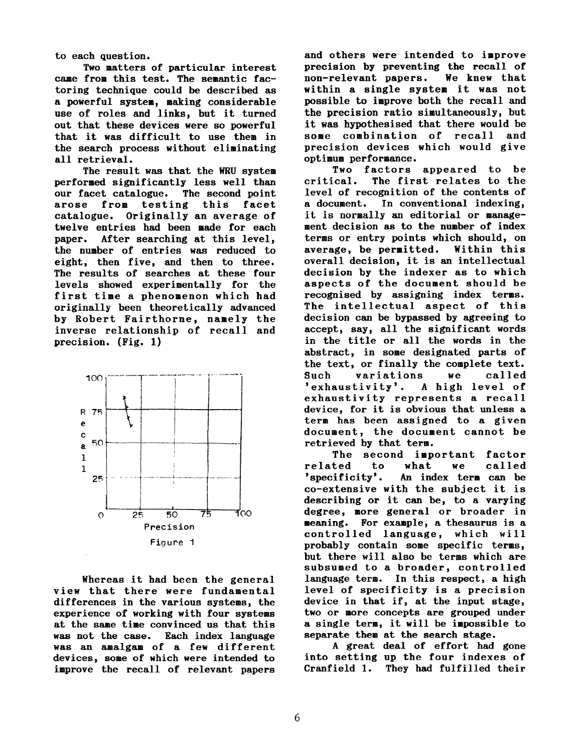to each question.

Two matters of particular interest came from this test. The semantic factoring technique could be described as a powerful system, making considerable use of roles and links, but it turned out that these devices were so powerful that it was difficult to use them in the search process without eliminating all retrieval.

The result was that the WRU system performed significantly less well than our facet catalogue. The second point arose from testing this facet catalogue. Originally an average of twelve entries had been made for each paper. After searching at this level, the number of entries was reduced to eight, then five, and then to three. The results of searches at these four levels showed experimentally for the first time a phenomenon which had originally been theoretically advanced by Robert Fairthorne, namely the inverse relationship of recall and precision. (Fig. 1)

Figure 1

Whereas it had been the general view that there were fundamental differences in the various systems, the experience of working with four systems at the same time convinced us that this was not the case. Each index language was an amalgam of a few different devices, some of which were intended to improve the recall of relevant papers and others were intended to improve precision by preventing the recall of non-relevant papers. We knew that within a single system it was not possible to improve both the recall and the precision ratio simultaneously, but it was hypothesised that there would be some combination of recall and precision devices which would give optimum performance.

Two factors appeared to be critical. The first relates to the level of recognition of the contents of a document. In conventional indexing, it is normally an editorial or management decision as to the number of index terms or entry points which should, on average, be permitted. Within this overall decision, it is an intellectual decision by the indexer as to which aspects of the document should be recognised by assigning index terms. The intellectual aspect of this decision can be bypassed by agreeing to accept, say, all the significant words in the title or all the words in the abstract, in some designated parts of the text, or finally the complete text. Such variations we called 'exhaustivity'. A high level of exhaustivity represents a recall device, for it is obvious that unless a term has been assigned to a given document, the document cannot be retrieved by that term.

The second important factor related to what we called 'specificity'. An index term can be co-extensive with the subject it is describing or it can be, to a varying degree, more general or broader in meaning. For example, a thesaurus is a controlled language, which will probably contain some specific terms, but there will also be terms which are subsumed to a broader, controlled language term. In this respect, a high level of specificity is a precision device in that if, at the input stage, two or more concepts are grouped under a single term, it will be impossible to separate them at the search stage.

A great deal of effort had gone into setting up the four indexes of Cranfield 1. They had fulfilled their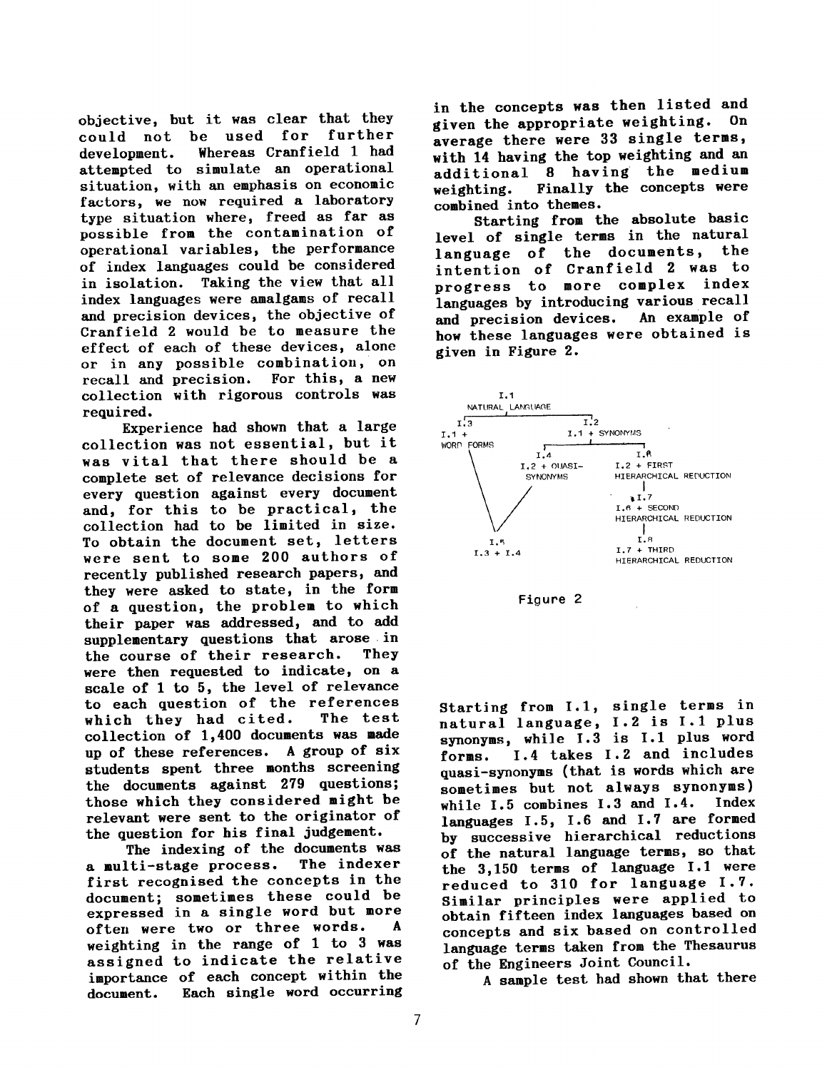objective, but it was clear that they could not be used for further development. Whereas Cranfield 1 had attempted to simulate an operational situation, with an emphasis on economic factors, we now required a laboratory type situation where, freed as far as possible from the contamination of operational variables, the performance of index languages could be considered in isolation. Taking the view that all index languages were amalgams of recall and precision devices, the objective of Cranfield 2 would be to measure the effect of each of these devices, alone or in any possible combination, on recall and precision. For this, a new collection with rigorous controls was required.

Experience had shown that a large collection was not essential, but it was vital that there should be a complete set of relevance decisions for every question against every document and, for this to be practical, the collection had to be limited in size. To obtain the document set, letters were sent to some 200 authors of recently published research papers, and they were asked to state, in the form of a question, the problem to which their paper was addressed, and to add supplementary questions that arose in the course of their research. They were then requested to indicate, on a scale of 1 to 5, the level of relevance to each question of the references which they had cited. The test collection of 1,400 documents was made up of these references. A group of six students spent three months screening the documents against 279 questions; those which they considered might be relevant were sent to the originator of the question for his final judgement.

The indexing of the documents was a multi-stage process. The indexer first recognised the concepts in the document; sometimes these could be expressed in a single word but more often were two or three words. A weighting in the range of 1 to 3 was assigned to indicate the relative importance of each concept within the document. Each single word occurring in the concepts was then listed and given the appropriate weighting. On average there were 33 single terms, with 14 having the top weighting and an additional 8 having the medium weighting. Finally the concepts were combined into themes.

Starting from the absolute basic level of single terms in the natural language of the documents, the intention of Cranfield 2 was to progress to more complex index languages by introducing various recall and precision devices. An example of how these languages were obtained is given in Figure 2.

```
                    I.1
              NATURAL LANGUAGE
        I.3                         I.2
        I.1 +                  I.1 + SYNONYMS
        WORD FORMS
                          I.4                  I.6
                   I.2 + QUASI-         I.2 + FIRST
                     SYNONYMS           HIERARCHICAL REDUCTION
                                               I.7
                                        I.6 + SECOND
                                        HIERARCHICAL REDUCTION
              I.5                              I.8
          I.3 + I.4                     I.7 + THIRD
                                        HIERARCHICAL REDUCTION
```

Figure 2

Starting from I.1, single terms in natural language, I.2 is I.1 plus synonyms, while I.3 is I.1 plus word forms. I.4 takes I.2 and includes quasi-synonyms (that is words which are sometimes but not always synonyms) while I.5 combines I.3 and I.4. Index languages I.5, I.6 and I.7 are formed by successive hierarchical reductions of the natural language terms, so that the 3,150 terms of language I.1 were reduced to 310 for language I.7. Similar principles were applied to obtain fifteen index languages based on concepts and six based on controlled language terms taken from the Thesaurus of the Engineers Joint Council.

A sample test had shown that there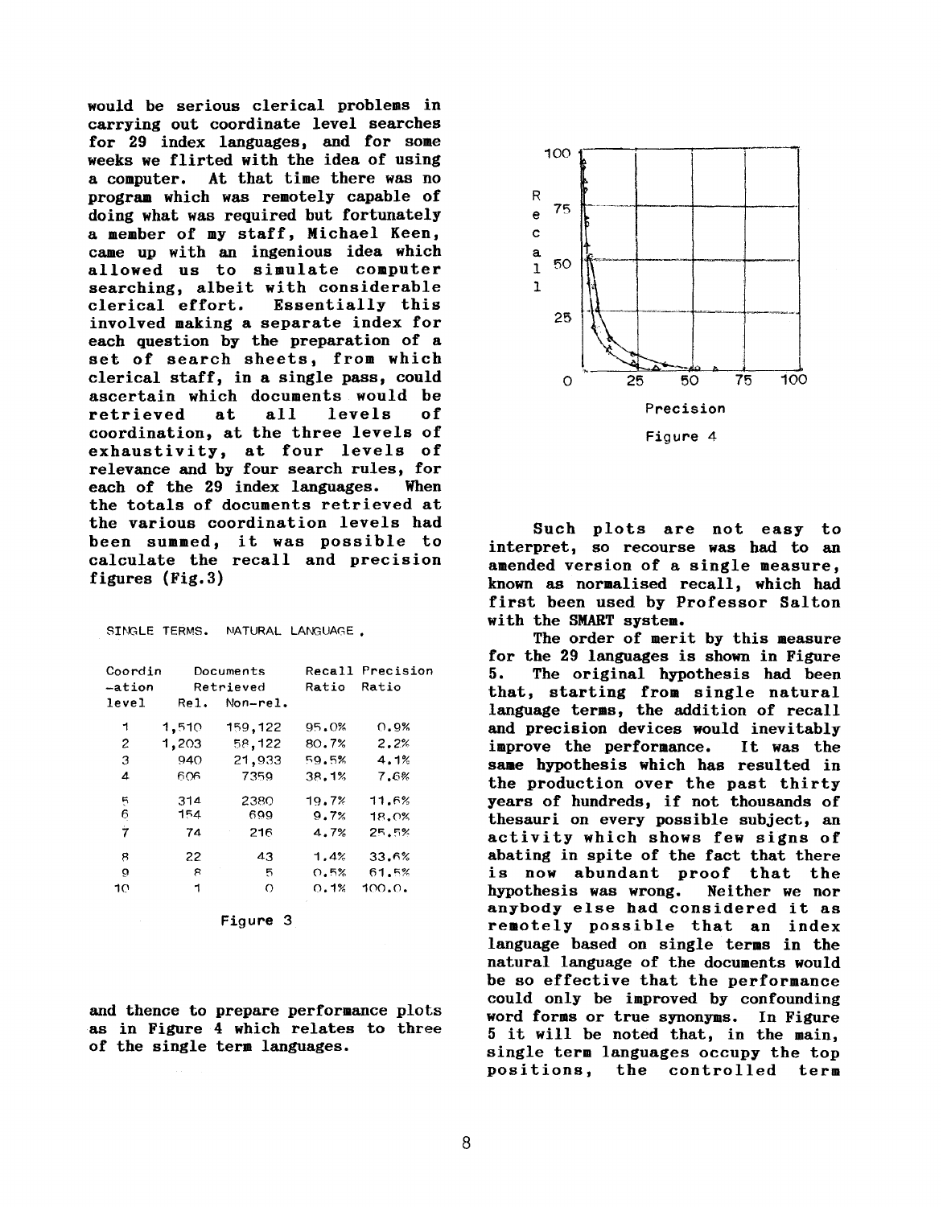would be serious clerical problems in carrying out coordinate level searches for 29 index languages, and for some weeks we flirted with the idea of using a computer. At that time there was no program which was remotely capable of doing what was required but fortunately a member of my staff, Michael Keen, came up with an ingenious idea which allowed us to simulate computer searching, albeit with considerable clerical effort. Essentially this involved making a separate index for each question by the preparation of a set of search sheets, from which clerical staff, in a single pass, could ascertain which documents would be retrieved at all levels of coordination, at the three levels of exhaustivity, at four levels of relevance and by four search rules, for each of the 29 index languages. When the totals of documents retrieved at the various coordination levels had been summed, it was possible to calculate the recall and precision figures (Fig.3)

SINGLE TERMS. NATURAL LANGUAGE.

| Coordin -ation level | Documents Retrieved | | Recall Ratio | Precision Ratio |
|---|---|---|---|---|
| | Rel. | Non-rel. | | |
| 1 | 1,510 | 159,122 | 95.0% | 0.9% |
| 2 | 1,203 | 58,122 | 80.7% | 2.2% |
| 3 | 940 | 21,933 | 59.5% | 4.1% |
| 4 | 606 | 7359 | 38.1% | 7.6% |
| 5 | 314 | 2380 | 19.7% | 11.6% |
| 6 | 154 | 699 | 9.7% | 18.0% |
| 7 | 74 | 216 | 4.7% | 25.5% |
| 8 | 22 | 43 | 1.4% | 33.6% |
| 9 | 8 | 5 | 0.5% | 61.5% |
| 10 | 1 | 0 | 0.1% | 100.0. |

Figure 3

and thence to prepare performance plots as in Figure 4 which relates to three of the single term languages.

Figure 4

Such plots are not easy to interpret, so recourse was had to an amended version of a single measure, known as normalised recall, which had first been used by Professor Salton with the SMART system.

The order of merit by this measure for the 29 languages is shown in Figure 5. The original hypothesis had been that, starting from single natural language terms, the addition of recall and precision devices would inevitably improve the performance. It was the same hypothesis which has resulted in the production over the past thirty years of hundreds, if not thousands of thesauri on every possible subject, an activity which shows few signs of abating in spite of the fact that there is now abundant proof that the hypothesis was wrong. Neither we nor anybody else had considered it as remotely possible that an index language based on single terms in the natural language of the documents would be so effective that the performance could only be improved by confounding word forms or true synonyms. In Figure 5 it will be noted that, in the main, single term languages occupy the top positions, the controlled term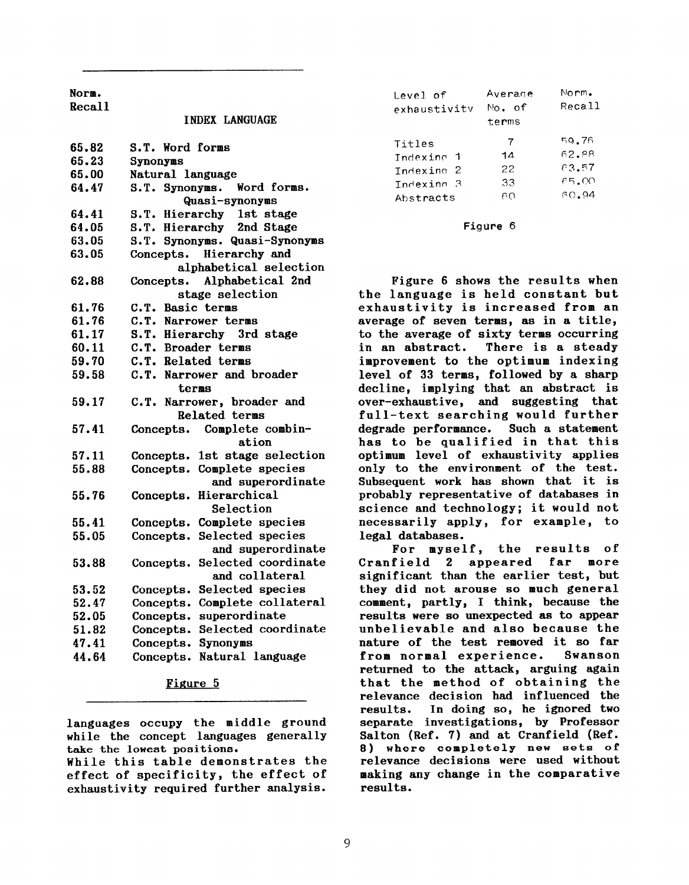| Norm. Recall | INDEX LANGUAGE |
|---|---|
| 65.82 | S.T. Word forms |
| 65.23 | Synonyms |
| 65.00 | Natural language |
| 64.47 | S.T. Synonyms. Word forms. Quasi-synonyms |
| 64.41 | S.T. Hierarchy 1st stage |
| 64.05 | S.T. Hierarchy 2nd Stage |
| 63.05 | S.T. Synonyms. Quasi-Synonyms |
| 63.05 | Concepts. Hierarchy and alphabetical selection |
| 62.88 | Concepts. Alphabetical 2nd stage selection |
| 61.76 | C.T. Basic terms |
| 61.76 | C.T. Narrower terms |
| 61.17 | S.T. Hierarchy 3rd stage |
| 60.11 | C.T. Broader terms |
| 59.70 | C.T. Related terms |
| 59.58 | C.T. Narrower and broader terms |
| 59.17 | C.T. Narrower, broader and Related terms |
| 57.41 | Concepts. Complete combination |
| 57.11 | Concepts. 1st stage selection |
| 55.88 | Concepts. Complete species and superordinate |
| 55.76 | Concepts. Hierarchical Selection |
| 55.41 | Concepts. Complete species |
| 55.05 | Concepts. Selected species and superordinate |
| 53.88 | Concepts. Selected coordinate and collateral |
| 53.52 | Concepts. Selected species |
| 52.47 | Concepts. Complete collateral |
| 52.05 | Concepts. superordinate |
| 51.82 | Concepts. Selected coordinate |
| 47.41 | Concepts. Synonyms |
| 44.64 | Concepts. Natural language |

Figure 5

languages occupy the middle ground while the concept languages generally take the lowest positions.

While this table demonstrates the effect of specificity, the effect of exhaustivity required further analysis.

| Level of exhaustivity | Average No. of terms | Norm. Recall |
|---|---|---|
| Titles | 7 | 59.76 |
| Indexing 1 | 14 | 62.88 |
| Indexing 2 | 22 | 63.57 |
| Indexing 3 | 33 | 65.00 |
| Abstracts | 60 | 60.94 |

Figure 6

Figure 6 shows the results when the language is held constant but exhaustivity is increased from an average of seven terms, as in a title, to the average of sixty terms occurring in an abstract. There is a steady improvement to the optimum indexing level of 33 terms, followed by a sharp decline, implying that an abstract is over-exhaustive, and suggesting that full-text searching would further degrade performance. Such a statement has to be qualified in that this optimum level of exhaustivity applies only to the environment of the test. Subsequent work has shown that it is probably representative of databases in science and technology; it would not necessarily apply, for example, to legal databases.

For myself, the results of Cranfield 2 appeared far more significant than the earlier test, but they did not arouse so much general comment, partly, I think, because the results were so unexpected as to appear unbelievable and also because the nature of the test removed it so far from normal experience. Swanson returned to the attack, arguing again that the method of obtaining the relevance decision had influenced the results. In doing so, he ignored two separate investigations, by Professor Salton (Ref. 7) and at Cranfield (Ref. 8) where completely new sets of relevance decisions were used without making any change in the comparative results.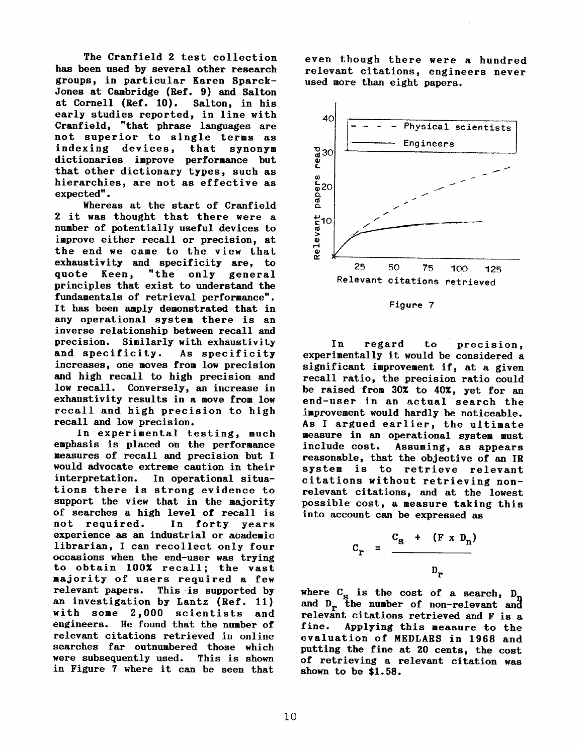The Cranfield 2 test collection has been used by several other research groups, in particular Karen Sparck-Jones at Cambridge (Ref. 9) and Salton at Cornell (Ref. 10). Salton, in his early studies reported, in line with Cranfield, "that phrase languages are not superior to single terms as indexing devices, that synonym dictionaries improve performance but that other dictionary types, such as hierarchies, are not as effective as expected".

Whereas at the start of Cranfield 2 it was thought that there were a number of potentially useful devices to improve either recall or precision, at the end we came to the view that exhaustivity and specificity are, to quote Keen, "the only general principles that exist to understand the fundamentals of retrieval performance". It has been amply demonstrated that in any operational system there is an inverse relationship between recall and precision. Similarly with exhaustivity and specificity. As specificity increases, one moves from low precision and high recall to high precision and low recall. Conversely, an increase in exhaustivity results in a move from low recall and high precision to high recall and low precision.

In experimental testing, much emphasis is placed on the performance measures of recall and precision but I would advocate extreme caution in their interpretation. In operational situations there is strong evidence to support the view that in the majority of searches a high level of recall is not required. In forty years experience as an industrial or academic librarian, I can recollect only four occasions when the end-user was trying to obtain 100% recall; the vast majority of users required a few relevant papers. This is supported by an investigation by Lantz (Ref. 11) with some 2,000 scientists and engineers. He found that the number of relevant citations retrieved in online searches far outnumbered those which were subsequently used. This is shown in Figure 7 where it can be seen that even though there were a hundred relevant citations, engineers never used more than eight papers.

Figure 7

In regard to precision, experimentally it would be considered a significant improvement if, at a given recall ratio, the precision ratio could be raised from 30% to 40%, yet for an end-user in an actual search the improvement would hardly be noticeable. As I argued earlier, the ultimate measure in an operational system must include cost. Assuming, as appears reasonable, that the objective of an IR system is to retrieve relevant citations without retrieving non-relevant citations, and at the lowest possible cost, a measure taking this into account can be expressed as

$$C_r = \frac{C_s + (F \times D_n)}{D_r}$$

where $C_s$ is the cost of a search, $D_n$ and $D_r$ the number of non-relevant and relevant citations retrieved and F is a fine. Applying this measure to the evaluation of MEDLARS in 1968 and putting the fine at 20 cents, the cost of retrieving a relevant citation was shown to be $1.58.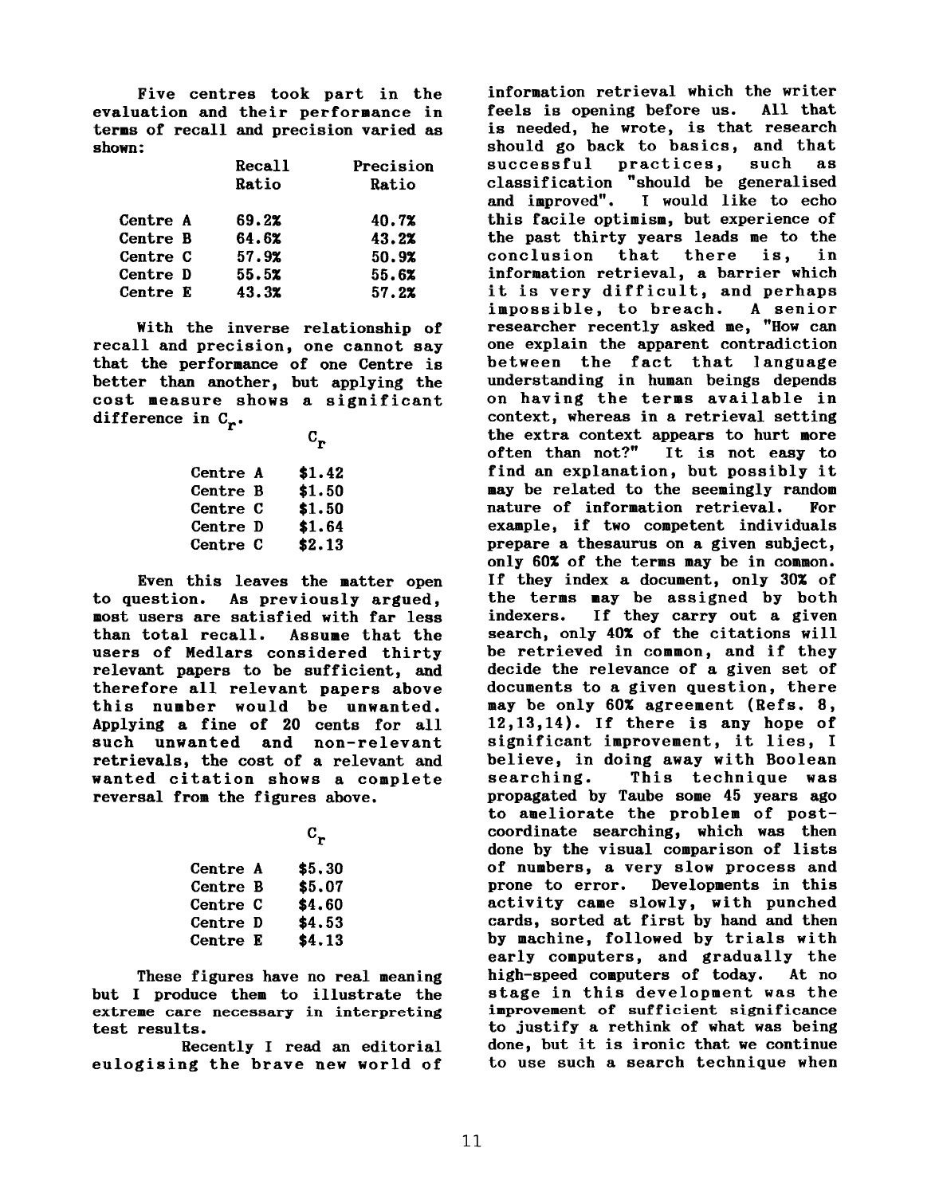Five centres took part in the evaluation and their performance in terms of recall and precision varied as shown:

| | Recall Ratio | Precision Ratio |
|---|---|---|
| Centre A | 69.2% | 40.7% |
| Centre B | 64.6% | 43.2% |
| Centre C | 57.9% | 50.9% |
| Centre D | 55.5% | 55.6% |
| Centre E | 43.3% | 57.2% |

With the inverse relationship of recall and precision, one cannot say that the performance of one Centre is better than another, but applying the cost measure shows a significant difference in $C_r$.

| | $C_r$ |
|---|---|
| Centre A | $1.42 |
| Centre B | $1.50 |
| Centre C | $1.50 |
| Centre D | $1.64 |
| Centre C | $2.13 |

Even this leaves the matter open to question. As previously argued, most users are satisfied with far less than total recall. Assume that the users of Medlars considered thirty relevant papers to be sufficient, and therefore all relevant papers above this number would be unwanted. Applying a fine of 20 cents for all such unwanted and non-relevant retrievals, the cost of a relevant and wanted citation shows a complete reversal from the figures above.

| | $C_r$ |
|---|---|
| Centre A | $5.30 |
| Centre B | $5.07 |
| Centre C | $4.60 |
| Centre D | $4.53 |
| Centre E | $4.13 |

These figures have no real meaning but I produce them to illustrate the extreme care necessary in interpreting test results.

Recently I read an editorial eulogising the brave new world of information retrieval which the writer feels is opening before us. All that is needed, he wrote, is that research should go back to basics, and that successful practices, such as classification "should be generalised and improved". I would like to echo this facile optimism, but experience of the past thirty years leads me to the conclusion that there is, in information retrieval, a barrier which it is very difficult, and perhaps impossible, to breach. A senior researcher recently asked me, "How can one explain the apparent contradiction between the fact that language understanding in human beings depends on having the terms available in context, whereas in a retrieval setting the extra context appears to hurt more often than not?" It is not easy to find an explanation, but possibly it may be related to the seemingly random nature of information retrieval. For example, if two competent individuals prepare a thesaurus on a given subject, only 60% of the terms may be in common. If they index a document, only 30% of the terms may be assigned by both indexers. If they carry out a given search, only 40% of the citations will be retrieved in common, and if they decide the relevance of a given set of documents to a given question, there may be only 60% agreement (Refs. 8, 12,13,14). If there is any hope of significant improvement, it lies, I believe, in doing away with Boolean searching. This technique was propagated by Taube some 45 years ago to ameliorate the problem of post-coordinate searching, which was then done by the visual comparison of lists of numbers, a very slow process and prone to error. Developments in this activity came slowly, with punched cards, sorted at first by hand and then by machine, followed by trials with early computers, and gradually the high-speed computers of today. At no stage in this development was the improvement of sufficient significance to justify a rethink of what was being done, but it is ironic that we continue to use such a search technique when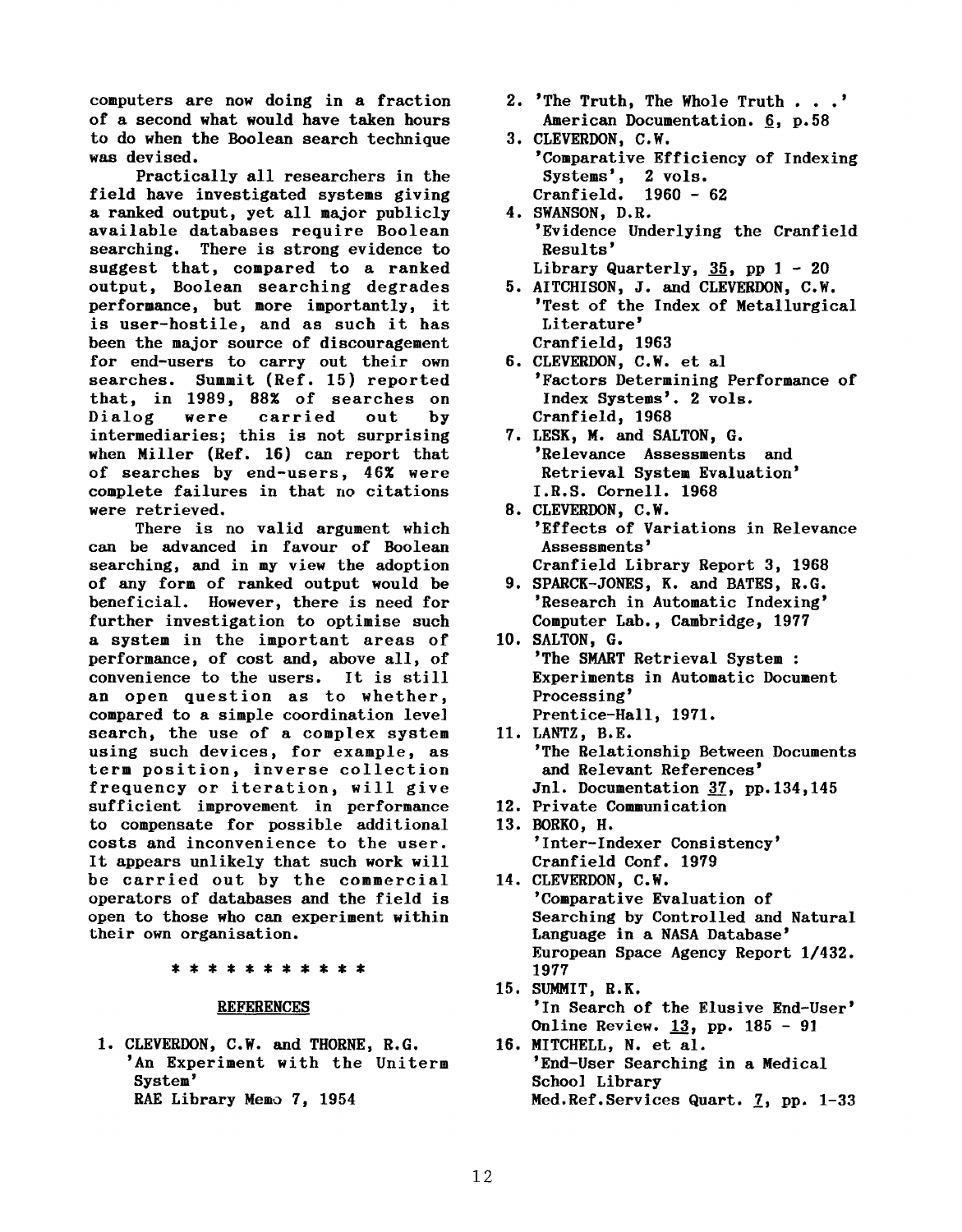computers are now doing in a fraction of a second what would have taken hours to do when the Boolean search technique was devised.

Practically all researchers in the field have investigated systems giving a ranked output, yet all major publicly available databases require Boolean searching. There is strong evidence to suggest that, compared to a ranked output, Boolean searching degrades performance, but more importantly, it is user-hostile, and as such it has been the major source of discouragement for end-users to carry out their own searches. Summit (Ref. 15) reported that, in 1989, 88% of searches on Dialog were carried out by intermediaries; this is not surprising when Miller (Ref. 16) can report that of searches by end-users, 46% were complete failures in that no citations were retrieved.

There is no valid argument which can be advanced in favour of Boolean searching, and in my view the adoption of any form of ranked output would be beneficial. However, there is need for further investigation to optimise such a system in the important areas of performance, of cost and, above all, of convenience to the users. It is still an open question as to whether, compared to a simple coordination level search, the use of a complex system using such devices, for example, as term position, inverse collection frequency or iteration, will give sufficient improvement in performance to compensate for possible additional costs and inconvenience to the user. It appears unlikely that such work will be carried out by the commercial operators of databases and the field is open to those who can experiment within their own organisation.

\* \* \* \* \* \* \* \* \* \* \*

## REFERENCES

1. CLEVERDON, C.W. and THORNE, R.G. 'An Experiment with the Uniterm System' RAE Library Memo 7, 1954
2. 'The Truth, The Whole Truth . . .' American Documentation. <u>6</u>, p.58
3. CLEVERDON, C.W. 'Comparative Efficiency of Indexing Systems', 2 vols. Cranfield. 1960 - 62
4. SWANSON, D.R. 'Evidence Underlying the Cranfield Results' Library Quarterly, <u>35</u>, pp 1 - 20
5. AITCHISON, J. and CLEVERDON, C.W. 'Test of the Index of Metallurgical Literature' Cranfield, 1963
6. CLEVERDON, C.W. et al 'Factors Determining Performance of Index Systems'. 2 vols. Cranfield, 1968
7. LESK, M. and SALTON, G. 'Relevance Assessments and Retrieval System Evaluation' I.R.S. Cornell. 1968
8. CLEVERDON, C.W. 'Effects of Variations in Relevance Assessments' Cranfield Library Report 3, 1968
9. SPARCK-JONES, K. and BATES, R.G. 'Research in Automatic Indexing' Computer Lab., Cambridge, 1977
10. SALTON, G. 'The SMART Retrieval System : Experiments in Automatic Document Processing' Prentice-Hall, 1971.
11. LANTZ, B.E. 'The Relationship Between Documents and Relevant References' Jnl. Documentation <u>37</u>, pp.134,145
12. Private Communication
13. BORKO, H. 'Inter-Indexer Consistency' Cranfield Conf. 1979
14. CLEVERDON, C.W. 'Comparative Evaluation of Searching by Controlled and Natural Language in a NASA Database' European Space Agency Report 1/432. 1977
15. SUMMIT, R.K. 'In Search of the Elusive End-User' Online Review. <u>13</u>, pp. 185 - 91
16. MITCHELL, N. et al. 'End-User Searching in a Medical School Library Med.Ref.Services Quart. <u>7</u>, pp. 1-33